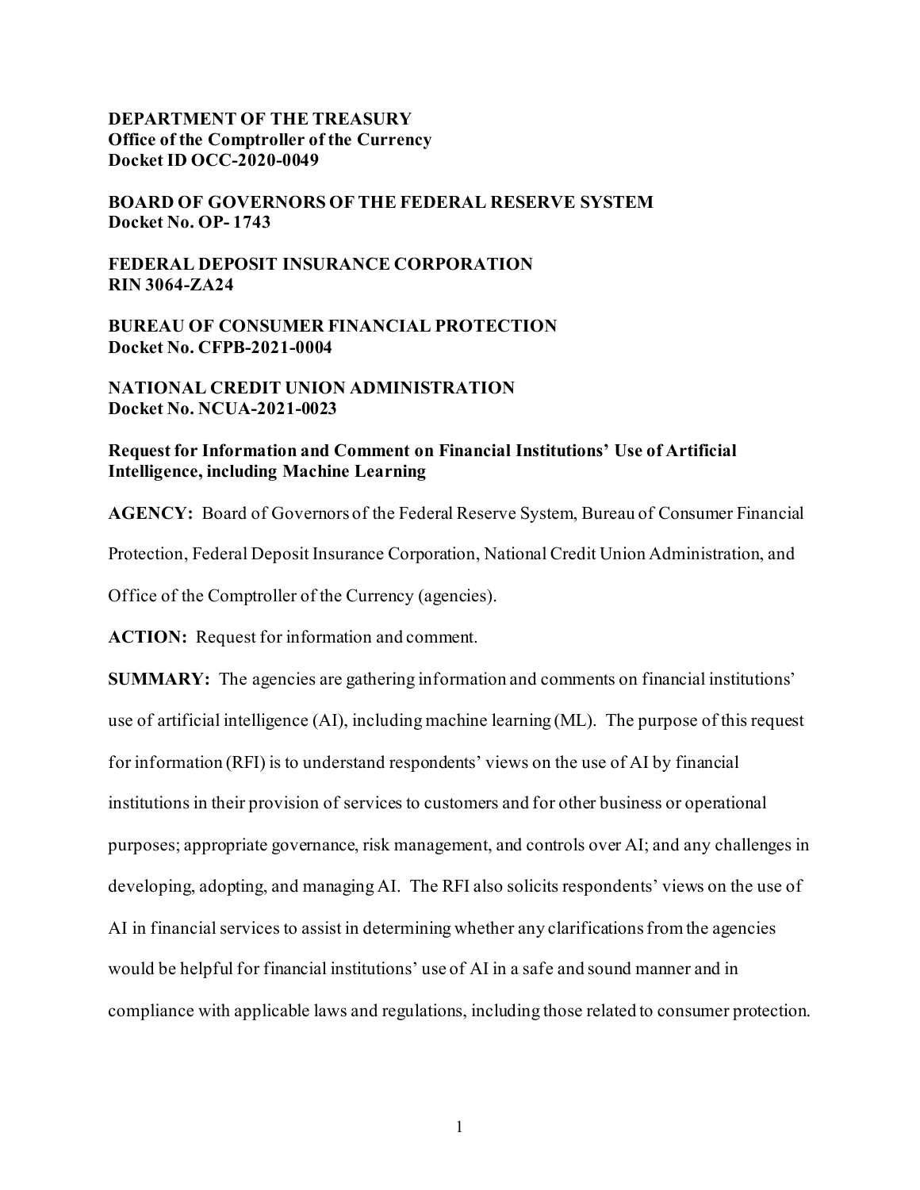**DEPARTMENT OF THE TREASURY**
**Office of the Comptroller of the Currency**
**Docket ID OCC-2020-0049**

**BOARD OF GOVERNORS OF THE FEDERAL RESERVE SYSTEM**
**Docket No. OP- 1743**

**FEDERAL DEPOSIT INSURANCE CORPORATION**
**RIN 3064-ZA24**

**BUREAU OF CONSUMER FINANCIAL PROTECTION**
**Docket No. CFPB-2021-0004**

**NATIONAL CREDIT UNION ADMINISTRATION**
**Docket No. NCUA-2021-0023**

**Request for Information and Comment on Financial Institutions' Use of Artificial Intelligence, including Machine Learning**

**AGENCY:** Board of Governors of the Federal Reserve System, Bureau of Consumer Financial Protection, Federal Deposit Insurance Corporation, National Credit Union Administration, and Office of the Comptroller of the Currency (agencies).

**ACTION:** Request for information and comment.

**SUMMARY:** The agencies are gathering information and comments on financial institutions' use of artificial intelligence (AI), including machine learning (ML). The purpose of this request for information (RFI) is to understand respondents' views on the use of AI by financial institutions in their provision of services to customers and for other business or operational purposes; appropriate governance, risk management, and controls over AI; and any challenges in developing, adopting, and managing AI. The RFI also solicits respondents' views on the use of AI in financial services to assist in determining whether any clarifications from the agencies would be helpful for financial institutions' use of AI in a safe and sound manner and in compliance with applicable laws and regulations, including those related to consumer protection.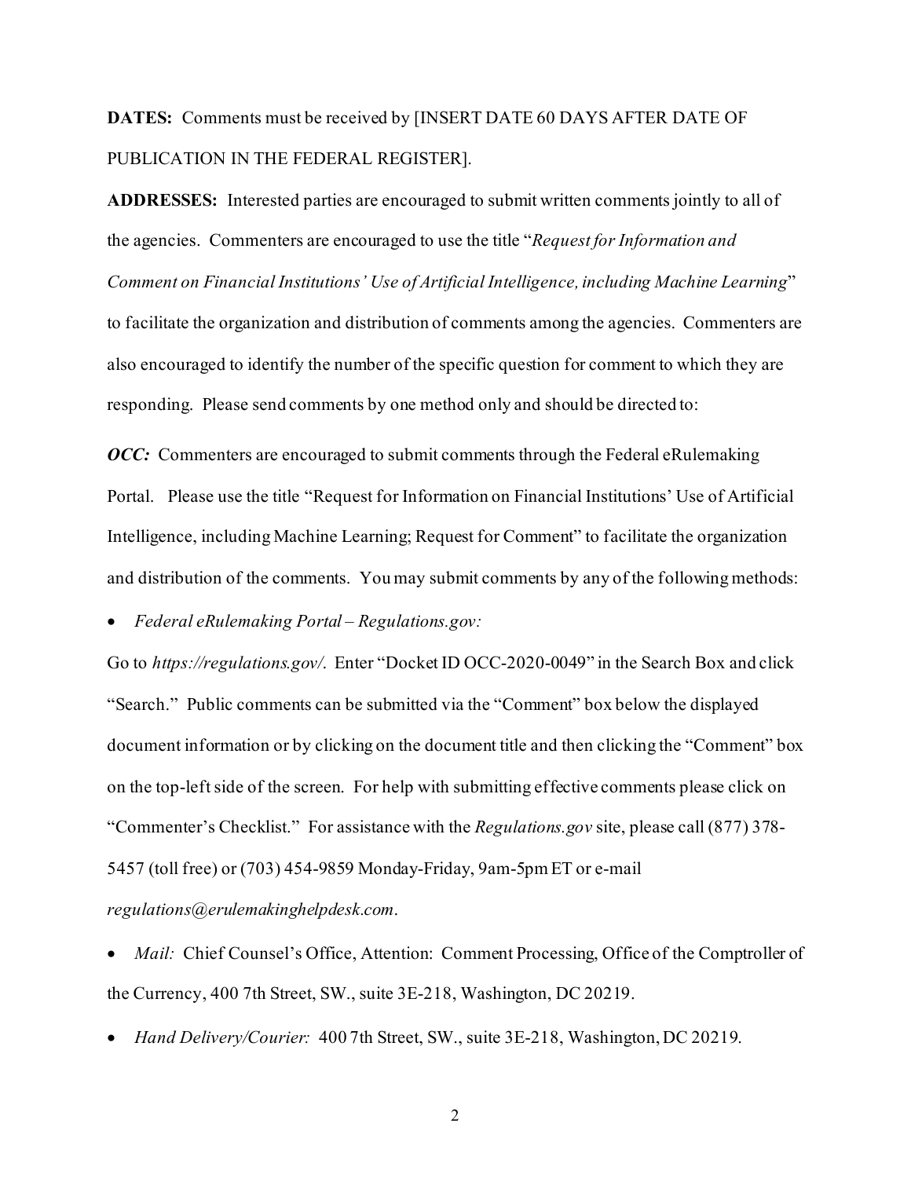**DATES:** Comments must be received by [INSERT DATE 60 DAYS AFTER DATE OF PUBLICATION IN THE FEDERAL REGISTER].

**ADDRESSES:** Interested parties are encouraged to submit written comments jointly to all of the agencies. Commenters are encouraged to use the title "*Request for Information and Comment on Financial Institutions' Use of Artificial Intelligence, including Machine Learning*" to facilitate the organization and distribution of comments among the agencies. Commenters are also encouraged to identify the number of the specific question for comment to which they are responding. Please send comments by one method only and should be directed to:

***OCC:*** Commenters are encouraged to submit comments through the Federal eRulemaking Portal. Please use the title "Request for Information on Financial Institutions' Use of Artificial Intelligence, including Machine Learning; Request for Comment" to facilitate the organization and distribution of the comments. You may submit comments by any of the following methods:

- *Federal eRulemaking Portal – Regulations.gov:*

Go to *https://regulations.gov/*. Enter "Docket ID OCC-2020-0049" in the Search Box and click "Search." Public comments can be submitted via the "Comment" box below the displayed document information or by clicking on the document title and then clicking the "Comment" box on the top-left side of the screen. For help with submitting effective comments please click on "Commenter's Checklist." For assistance with the *Regulations.gov* site, please call (877) 378-5457 (toll free) or (703) 454-9859 Monday-Friday, 9am-5pm ET or e-mail *regulations@erulemakinghelpdesk.com*.

- *Mail:* Chief Counsel's Office, Attention: Comment Processing, Office of the Comptroller of the Currency, 400 7th Street, SW., suite 3E-218, Washington, DC 20219.

- *Hand Delivery/Courier:* 400 7th Street, SW., suite 3E-218, Washington, DC 20219.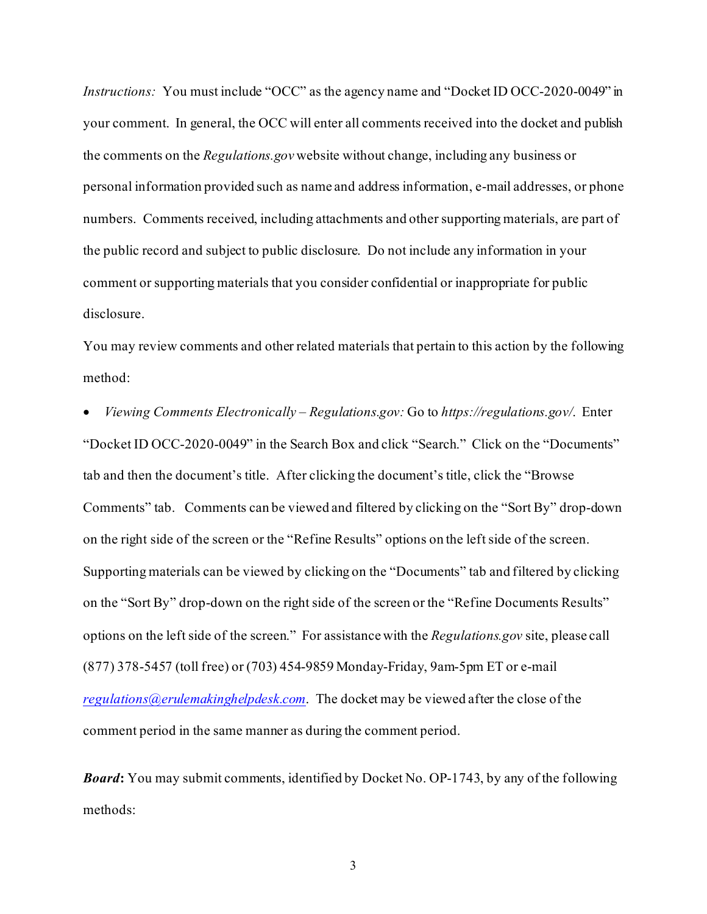*Instructions:* You must include "OCC" as the agency name and "Docket ID OCC-2020-0049" in your comment. In general, the OCC will enter all comments received into the docket and publish the comments on the *Regulations.gov* website without change, including any business or personal information provided such as name and address information, e-mail addresses, or phone numbers. Comments received, including attachments and other supporting materials, are part of the public record and subject to public disclosure. Do not include any information in your comment or supporting materials that you consider confidential or inappropriate for public disclosure.

You may review comments and other related materials that pertain to this action by the following method:

- *Viewing Comments Electronically – Regulations.gov:* Go to *https://regulations.gov/*. Enter "Docket ID OCC-2020-0049" in the Search Box and click "Search." Click on the "Documents" tab and then the document's title. After clicking the document's title, click the "Browse Comments" tab. Comments can be viewed and filtered by clicking on the "Sort By" drop-down on the right side of the screen or the "Refine Results" options on the left side of the screen. Supporting materials can be viewed by clicking on the "Documents" tab and filtered by clicking on the "Sort By" drop-down on the right side of the screen or the "Refine Documents Results" options on the left side of the screen." For assistance with the *Regulations.gov* site, please call (877) 378-5457 (toll free) or (703) 454-9859 Monday-Friday, 9am-5pm ET or e-mail *regulations@erulemakinghelpdesk.com*. The docket may be viewed after the close of the comment period in the same manner as during the comment period.

***Board*:** You may submit comments, identified by Docket No. OP-1743, by any of the following methods: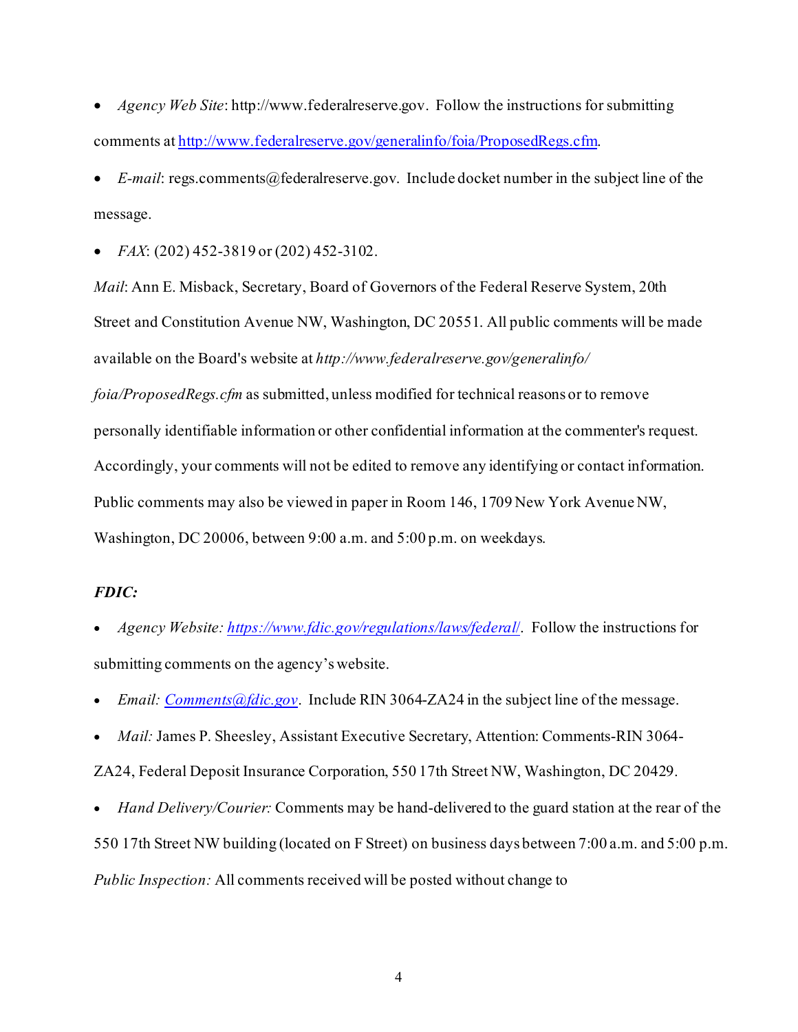- *Agency Web Site*: http://www.federalreserve.gov. Follow the instructions for submitting comments at http://www.federalreserve.gov/generalinfo/foia/ProposedRegs.cfm.
- *E-mail*: regs.comments@federalreserve.gov. Include docket number in the subject line of the message.
- *FAX*: (202) 452-3819 or (202) 452-3102.

*Mail*: Ann E. Misback, Secretary, Board of Governors of the Federal Reserve System, 20th Street and Constitution Avenue NW, Washington, DC 20551. All public comments will be made available on the Board's website at *http://www.federalreserve.gov/generalinfo/foia/ProposedRegs.cfm* as submitted, unless modified for technical reasons or to remove personally identifiable information or other confidential information at the commenter's request. Accordingly, your comments will not be edited to remove any identifying or contact information. Public comments may also be viewed in paper in Room 146, 1709 New York Avenue NW, Washington, DC 20006, between 9:00 a.m. and 5:00 p.m. on weekdays.

***FDIC:***

- *Agency Website: https://www.fdic.gov/regulations/laws/federal/*. Follow the instructions for submitting comments on the agency's website.
- *Email: Comments@fdic.gov*. Include RIN 3064-ZA24 in the subject line of the message.
- *Mail:* James P. Sheesley, Assistant Executive Secretary, Attention: Comments-RIN 3064-ZA24, Federal Deposit Insurance Corporation, 550 17th Street NW, Washington, DC 20429.
- *Hand Delivery/Courier:* Comments may be hand-delivered to the guard station at the rear of the 550 17th Street NW building (located on F Street) on business days between 7:00 a.m. and 5:00 p.m.

*Public Inspection:* All comments received will be posted without change to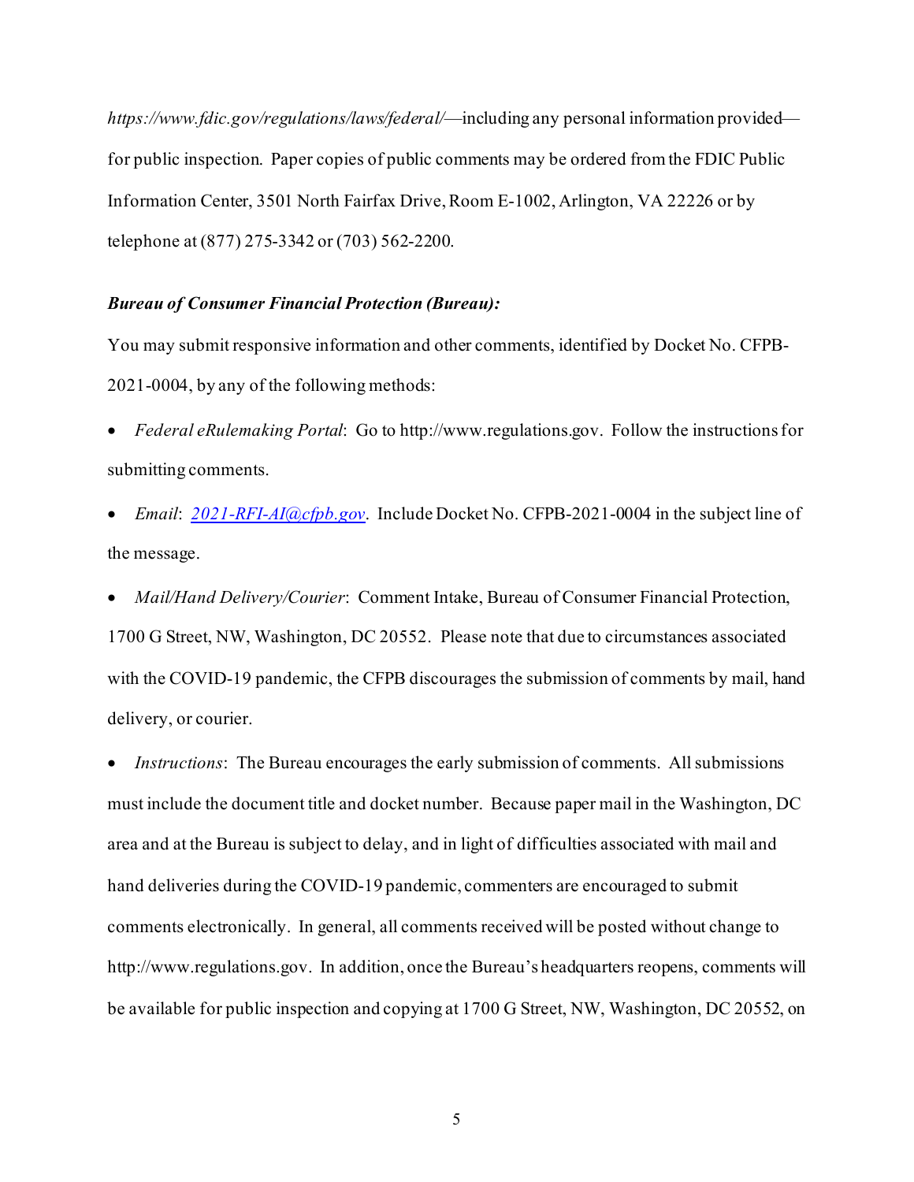*https://www.fdic.gov/regulations/laws/federal/*—including any personal information provided—for public inspection. Paper copies of public comments may be ordered from the FDIC Public Information Center, 3501 North Fairfax Drive, Room E-1002, Arlington, VA 22226 or by telephone at (877) 275-3342 or (703) 562-2200.

***Bureau of Consumer Financial Protection (Bureau):***

You may submit responsive information and other comments, identified by Docket No. CFPB-2021-0004, by any of the following methods:

- *Federal eRulemaking Portal*: Go to http://www.regulations.gov. Follow the instructions for submitting comments.
- *Email*: *2021-RFI-AI@cfpb.gov*. Include Docket No. CFPB-2021-0004 in the subject line of the message.
- *Mail/Hand Delivery/Courier*: Comment Intake, Bureau of Consumer Financial Protection, 1700 G Street, NW, Washington, DC 20552. Please note that due to circumstances associated with the COVID-19 pandemic, the CFPB discourages the submission of comments by mail, hand delivery, or courier.
- *Instructions*: The Bureau encourages the early submission of comments. All submissions must include the document title and docket number. Because paper mail in the Washington, DC area and at the Bureau is subject to delay, and in light of difficulties associated with mail and hand deliveries during the COVID-19 pandemic, commenters are encouraged to submit comments electronically. In general, all comments received will be posted without change to http://www.regulations.gov. In addition, once the Bureau's headquarters reopens, comments will be available for public inspection and copying at 1700 G Street, NW, Washington, DC 20552, on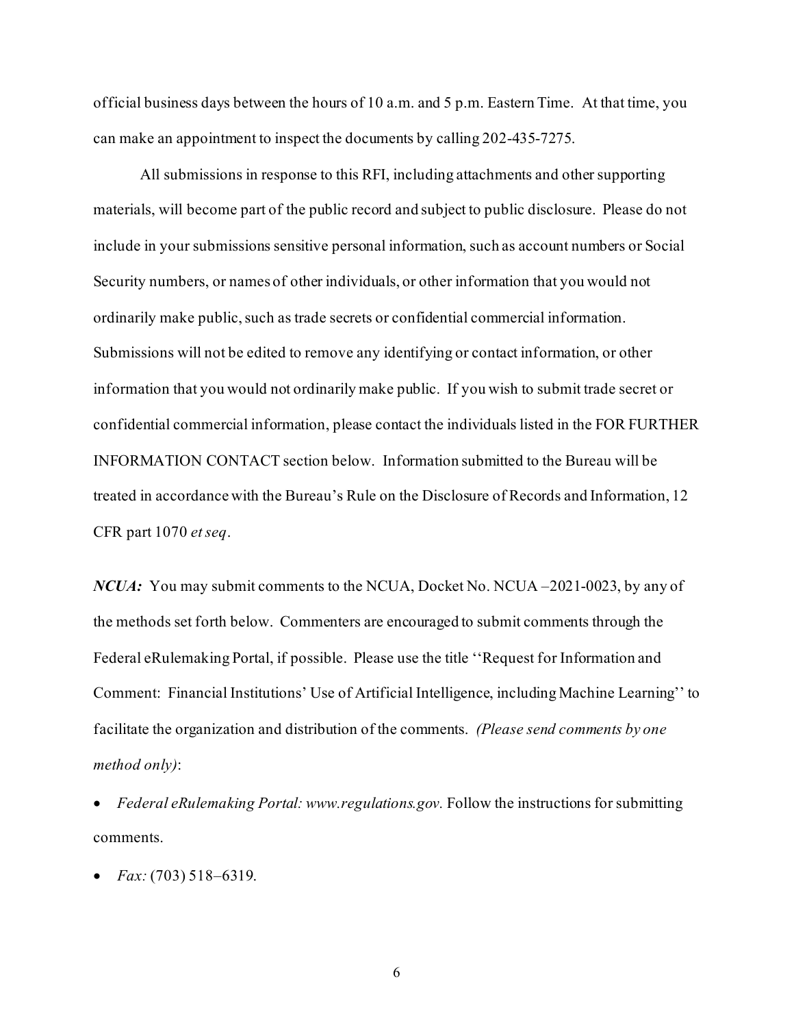official business days between the hours of 10 a.m. and 5 p.m. Eastern Time. At that time, you can make an appointment to inspect the documents by calling 202-435-7275.

All submissions in response to this RFI, including attachments and other supporting materials, will become part of the public record and subject to public disclosure. Please do not include in your submissions sensitive personal information, such as account numbers or Social Security numbers, or names of other individuals, or other information that you would not ordinarily make public, such as trade secrets or confidential commercial information. Submissions will not be edited to remove any identifying or contact information, or other information that you would not ordinarily make public. If you wish to submit trade secret or confidential commercial information, please contact the individuals listed in the FOR FURTHER INFORMATION CONTACT section below. Information submitted to the Bureau will be treated in accordance with the Bureau's Rule on the Disclosure of Records and Information, 12 CFR part 1070 *et seq*.

***NCUA:*** You may submit comments to the NCUA, Docket No. NCUA –2021-0023, by any of the methods set forth below. Commenters are encouraged to submit comments through the Federal eRulemaking Portal, if possible. Please use the title ''Request for Information and Comment: Financial Institutions' Use of Artificial Intelligence, including Machine Learning'' to facilitate the organization and distribution of the comments. *(Please send comments by one method only)*:

- *Federal eRulemaking Portal: www.regulations.gov.* Follow the instructions for submitting comments.
- *Fax:* (703) 518–6319.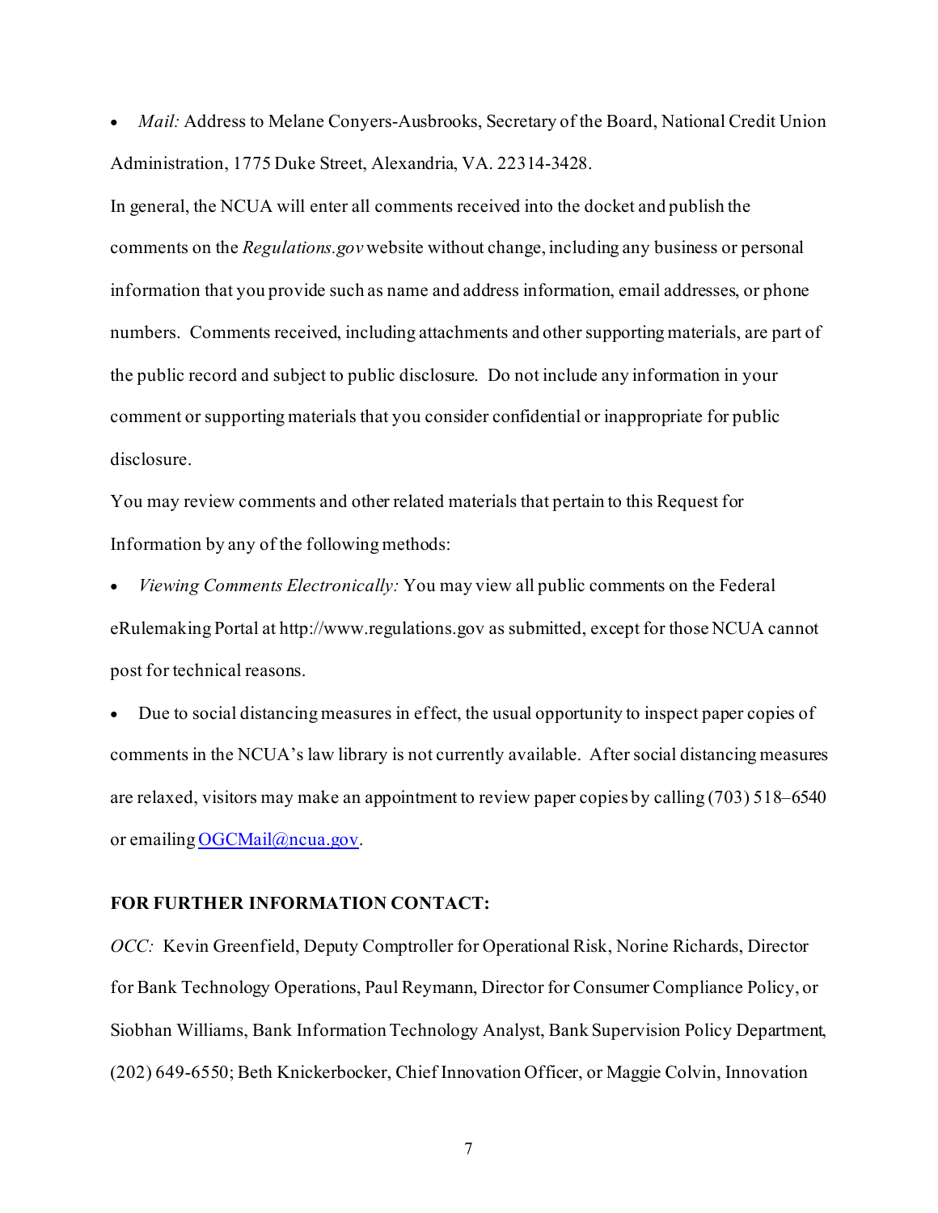- *Mail:* Address to Melane Conyers-Ausbrooks, Secretary of the Board, National Credit Union Administration, 1775 Duke Street, Alexandria, VA. 22314-3428.

In general, the NCUA will enter all comments received into the docket and publish the comments on the *Regulations.gov* website without change, including any business or personal information that you provide such as name and address information, email addresses, or phone numbers. Comments received, including attachments and other supporting materials, are part of the public record and subject to public disclosure. Do not include any information in your comment or supporting materials that you consider confidential or inappropriate for public disclosure.

You may review comments and other related materials that pertain to this Request for Information by any of the following methods:

- *Viewing Comments Electronically:* You may view all public comments on the Federal eRulemaking Portal at http://www.regulations.gov as submitted, except for those NCUA cannot post for technical reasons.
- Due to social distancing measures in effect, the usual opportunity to inspect paper copies of comments in the NCUA's law library is not currently available. After social distancing measures are relaxed, visitors may make an appointment to review paper copies by calling (703) 518–6540 or emailing OGCMail@ncua.gov.

**FOR FURTHER INFORMATION CONTACT:**

*OCC:* Kevin Greenfield, Deputy Comptroller for Operational Risk, Norine Richards, Director for Bank Technology Operations, Paul Reymann, Director for Consumer Compliance Policy, or Siobhan Williams, Bank Information Technology Analyst, Bank Supervision Policy Department, (202) 649-6550; Beth Knickerbocker, Chief Innovation Officer, or Maggie Colvin, Innovation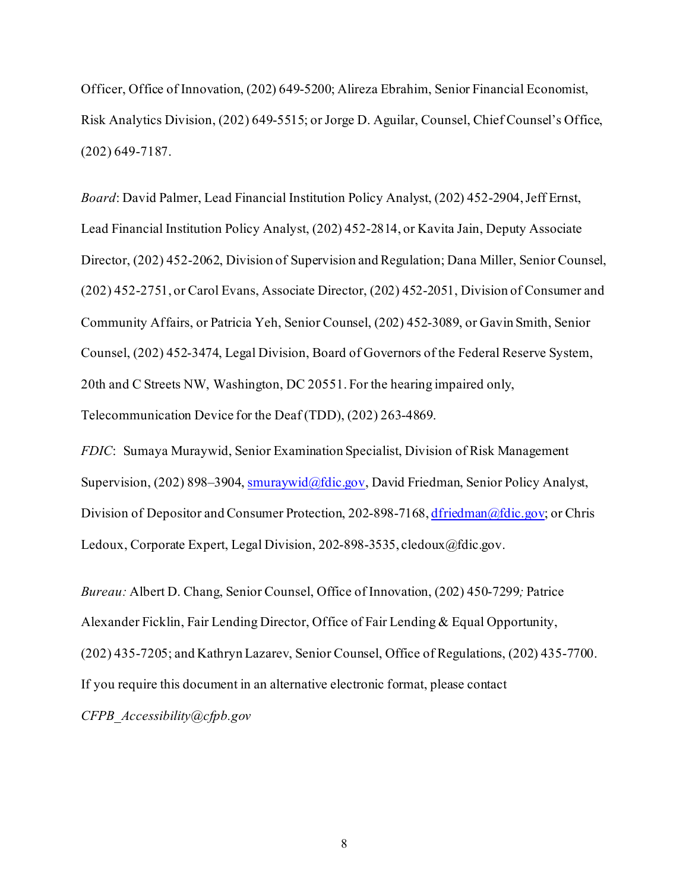Officer, Office of Innovation, (202) 649-5200; Alireza Ebrahim, Senior Financial Economist, Risk Analytics Division, (202) 649-5515; or Jorge D. Aguilar, Counsel, Chief Counsel's Office, (202) 649-7187.

*Board*: David Palmer, Lead Financial Institution Policy Analyst, (202) 452-2904, Jeff Ernst, Lead Financial Institution Policy Analyst, (202) 452-2814, or Kavita Jain, Deputy Associate Director, (202) 452-2062, Division of Supervision and Regulation; Dana Miller, Senior Counsel, (202) 452-2751, or Carol Evans, Associate Director, (202) 452-2051, Division of Consumer and Community Affairs, or Patricia Yeh, Senior Counsel, (202) 452-3089, or Gavin Smith, Senior Counsel, (202) 452-3474, Legal Division, Board of Governors of the Federal Reserve System, 20th and C Streets NW, Washington, DC 20551. For the hearing impaired only, Telecommunication Device for the Deaf (TDD), (202) 263-4869.

*FDIC*: Sumaya Muraywid, Senior Examination Specialist, Division of Risk Management Supervision, (202) 898–3904, smuraywid@fdic.gov, David Friedman, Senior Policy Analyst, Division of Depositor and Consumer Protection, 202-898-7168, dfriedman@fdic.gov; or Chris Ledoux, Corporate Expert, Legal Division, 202-898-3535, cledoux@fdic.gov.

*Bureau:* Albert D. Chang, Senior Counsel, Office of Innovation, (202) 450-7299; Patrice Alexander Ficklin, Fair Lending Director, Office of Fair Lending & Equal Opportunity, (202) 435-7205; and Kathryn Lazarev, Senior Counsel, Office of Regulations, (202) 435-7700. If you require this document in an alternative electronic format, please contact *CFPB_Accessibility@cfpb.gov*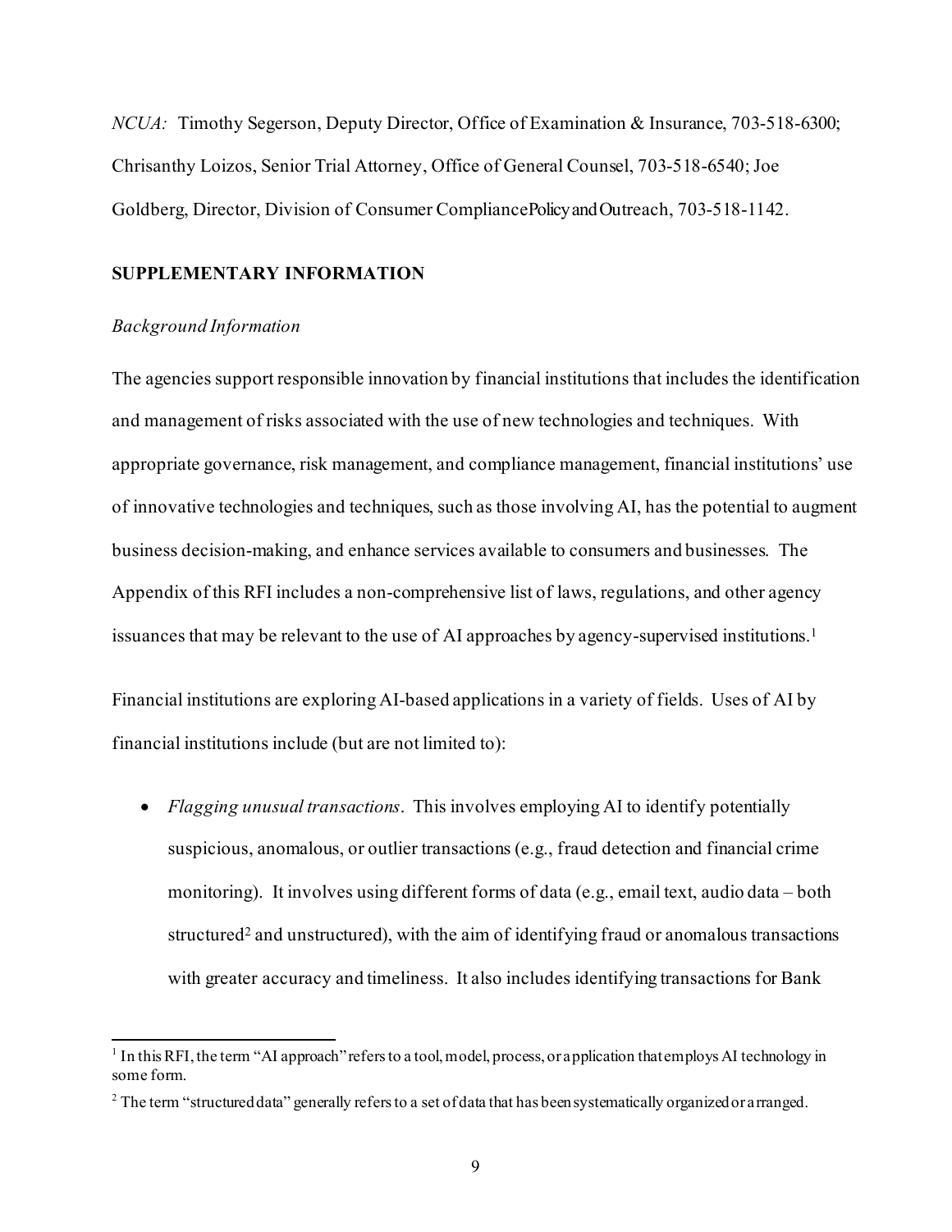*NCUA:* Timothy Segerson, Deputy Director, Office of Examination & Insurance, 703-518-6300; Chrisanthy Loizos, Senior Trial Attorney, Office of General Counsel, 703-518-6540; Joe Goldberg, Director, Division of Consumer Compliance Policy and Outreach, 703-518-1142.

**SUPPLEMENTARY INFORMATION**

*Background Information*

The agencies support responsible innovation by financial institutions that includes the identification and management of risks associated with the use of new technologies and techniques. With appropriate governance, risk management, and compliance management, financial institutions' use of innovative technologies and techniques, such as those involving AI, has the potential to augment business decision-making, and enhance services available to consumers and businesses. The Appendix of this RFI includes a non-comprehensive list of laws, regulations, and other agency issuances that may be relevant to the use of AI approaches by agency-supervised institutions.[1]

Financial institutions are exploring AI-based applications in a variety of fields. Uses of AI by financial institutions include (but are not limited to):

- *Flagging unusual transactions*. This involves employing AI to identify potentially suspicious, anomalous, or outlier transactions (e.g., fraud detection and financial crime monitoring). It involves using different forms of data (e.g., email text, audio data – both structured[2] and unstructured), with the aim of identifying fraud or anomalous transactions with greater accuracy and timeliness. It also includes identifying transactions for Bank

[1] In this RFI, the term "AI approach" refers to a tool, model, process, or application that employs AI technology in some form.

[2] The term "structured data" generally refers to a set of data that has been systematically organized or arranged.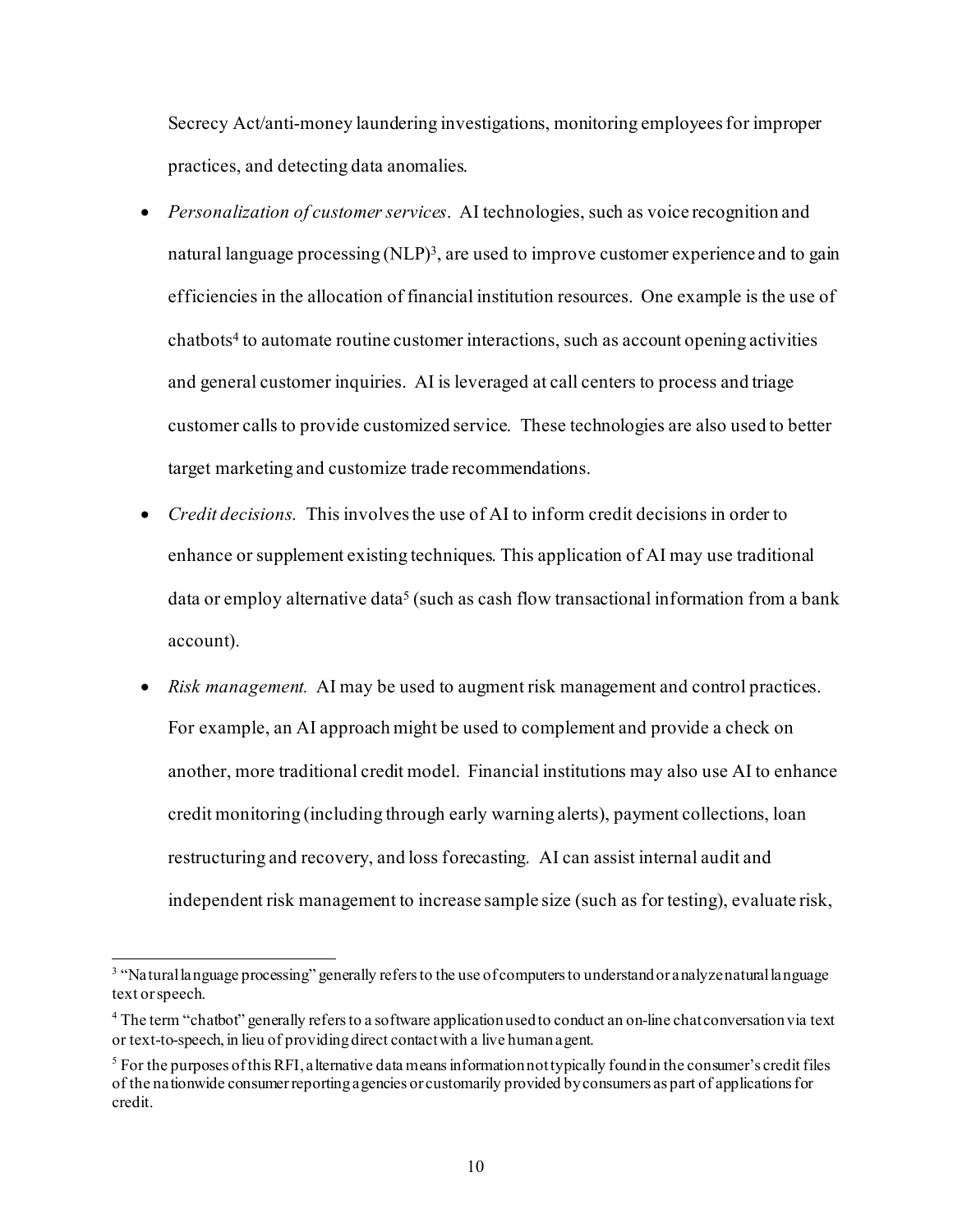Secrecy Act/anti-money laundering investigations, monitoring employees for improper practices, and detecting data anomalies.

- *Personalization of customer services*. AI technologies, such as voice recognition and natural language processing (NLP)[3], are used to improve customer experience and to gain efficiencies in the allocation of financial institution resources. One example is the use of chatbots[4] to automate routine customer interactions, such as account opening activities and general customer inquiries. AI is leveraged at call centers to process and triage customer calls to provide customized service. These technologies are also used to better target marketing and customize trade recommendations.
- *Credit decisions.* This involves the use of AI to inform credit decisions in order to enhance or supplement existing techniques. This application of AI may use traditional data or employ alternative data[5] (such as cash flow transactional information from a bank account).
- *Risk management.* AI may be used to augment risk management and control practices. For example, an AI approach might be used to complement and provide a check on another, more traditional credit model. Financial institutions may also use AI to enhance credit monitoring (including through early warning alerts), payment collections, loan restructuring and recovery, and loss forecasting. AI can assist internal audit and independent risk management to increase sample size (such as for testing), evaluate risk,

---

[3] "Natural language processing" generally refers to the use of computers to understand or analyze natural language text or speech.

[4] The term "chatbot" generally refers to a software application used to conduct an on-line chat conversation via text or text-to-speech, in lieu of providing direct contact with a live human agent.

[5] For the purposes of this RFI, alternative data means information not typically found in the consumer's credit files of the nationwide consumer reporting agencies or customarily provided by consumers as part of applications for credit.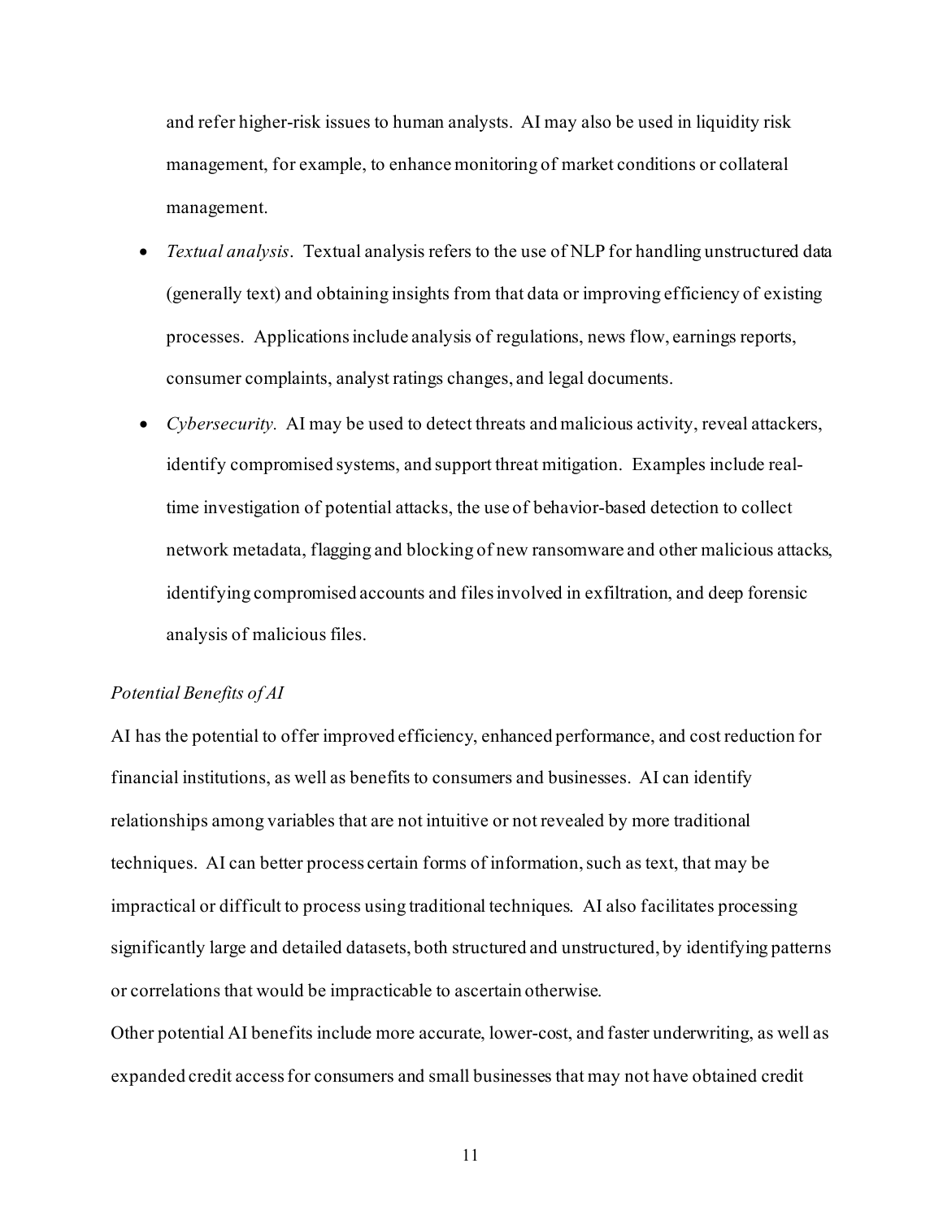and refer higher-risk issues to human analysts. AI may also be used in liquidity risk management, for example, to enhance monitoring of market conditions or collateral management.

- *Textual analysis*. Textual analysis refers to the use of NLP for handling unstructured data (generally text) and obtaining insights from that data or improving efficiency of existing processes. Applications include analysis of regulations, news flow, earnings reports, consumer complaints, analyst ratings changes, and legal documents.
- *Cybersecurity.* AI may be used to detect threats and malicious activity, reveal attackers, identify compromised systems, and support threat mitigation. Examples include real-time investigation of potential attacks, the use of behavior-based detection to collect network metadata, flagging and blocking of new ransomware and other malicious attacks, identifying compromised accounts and files involved in exfiltration, and deep forensic analysis of malicious files.

*Potential Benefits of AI*

AI has the potential to offer improved efficiency, enhanced performance, and cost reduction for financial institutions, as well as benefits to consumers and businesses. AI can identify relationships among variables that are not intuitive or not revealed by more traditional techniques. AI can better process certain forms of information, such as text, that may be impractical or difficult to process using traditional techniques. AI also facilitates processing significantly large and detailed datasets, both structured and unstructured, by identifying patterns or correlations that would be impracticable to ascertain otherwise.

Other potential AI benefits include more accurate, lower-cost, and faster underwriting, as well as expanded credit access for consumers and small businesses that may not have obtained credit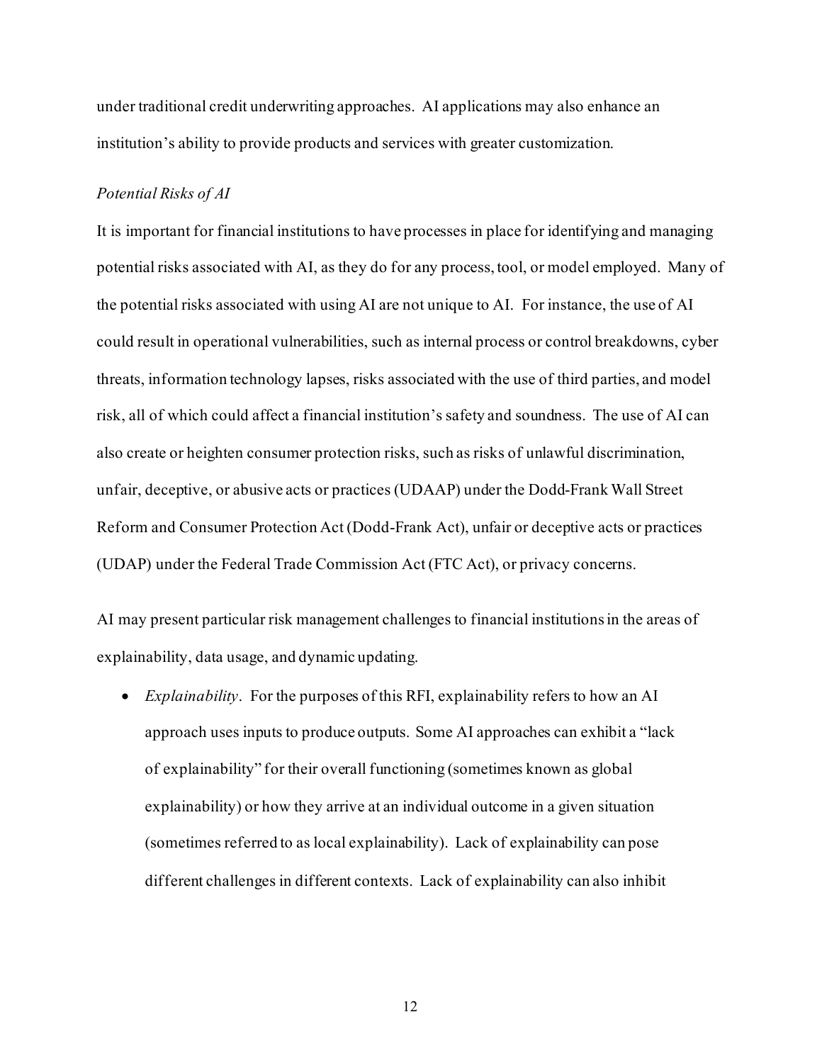under traditional credit underwriting approaches. AI applications may also enhance an institution's ability to provide products and services with greater customization.

*Potential Risks of AI*

It is important for financial institutions to have processes in place for identifying and managing potential risks associated with AI, as they do for any process, tool, or model employed. Many of the potential risks associated with using AI are not unique to AI. For instance, the use of AI could result in operational vulnerabilities, such as internal process or control breakdowns, cyber threats, information technology lapses, risks associated with the use of third parties, and model risk, all of which could affect a financial institution's safety and soundness. The use of AI can also create or heighten consumer protection risks, such as risks of unlawful discrimination, unfair, deceptive, or abusive acts or practices (UDAAP) under the Dodd-Frank Wall Street Reform and Consumer Protection Act (Dodd-Frank Act), unfair or deceptive acts or practices (UDAP) under the Federal Trade Commission Act (FTC Act), or privacy concerns.

AI may present particular risk management challenges to financial institutions in the areas of explainability, data usage, and dynamic updating.

- *Explainability*. For the purposes of this RFI, explainability refers to how an AI approach uses inputs to produce outputs. Some AI approaches can exhibit a "lack of explainability" for their overall functioning (sometimes known as global explainability) or how they arrive at an individual outcome in a given situation (sometimes referred to as local explainability). Lack of explainability can pose different challenges in different contexts. Lack of explainability can also inhibit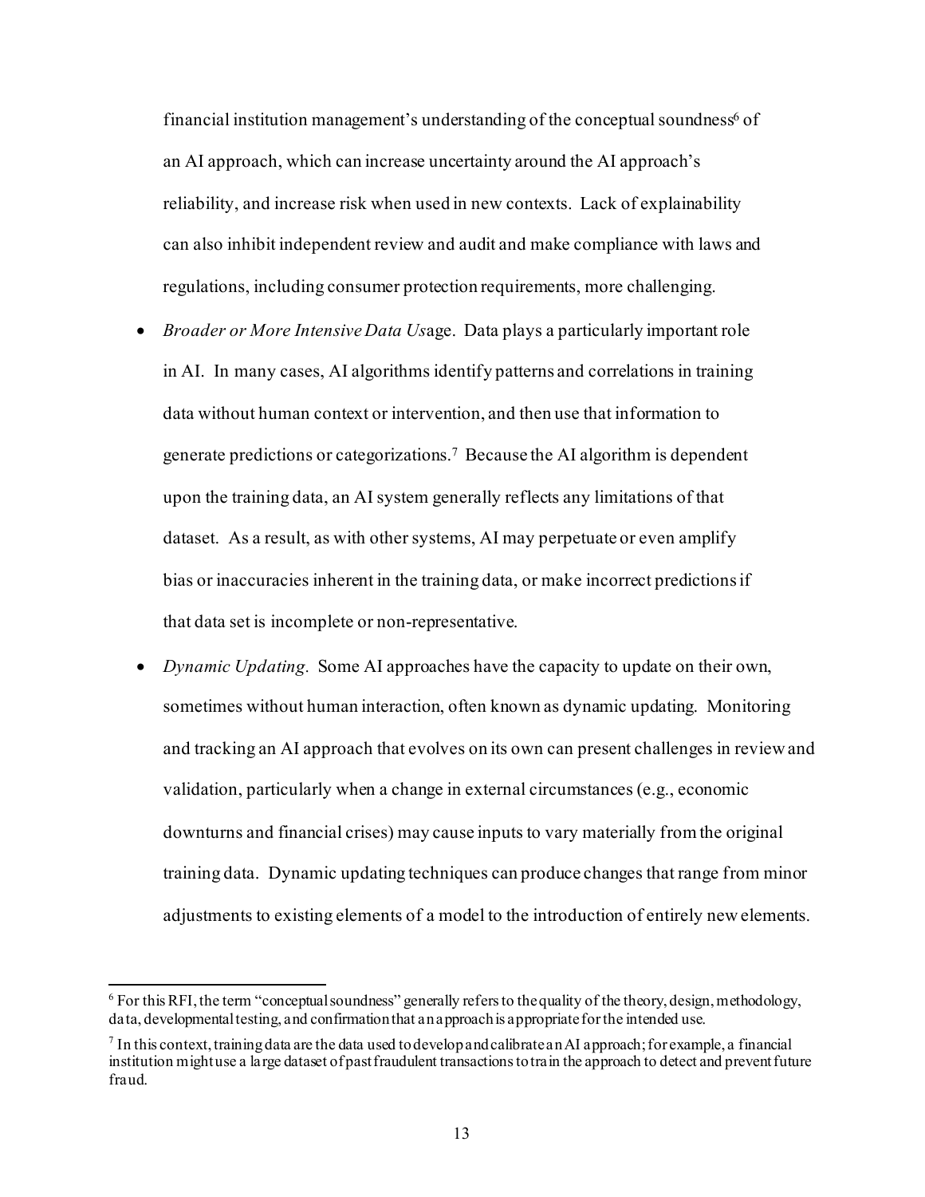financial institution management's understanding of the conceptual soundness[6] of an AI approach, which can increase uncertainty around the AI approach's reliability, and increase risk when used in new contexts. Lack of explainability can also inhibit independent review and audit and make compliance with laws and regulations, including consumer protection requirements, more challenging.

- *Broader or More Intensive Data Us*age. Data plays a particularly important role in AI. In many cases, AI algorithms identify patterns and correlations in training data without human context or intervention, and then use that information to generate predictions or categorizations.[7] Because the AI algorithm is dependent upon the training data, an AI system generally reflects any limitations of that dataset. As a result, as with other systems, AI may perpetuate or even amplify bias or inaccuracies inherent in the training data, or make incorrect predictions if that data set is incomplete or non-representative.
- *Dynamic Updating*. Some AI approaches have the capacity to update on their own, sometimes without human interaction, often known as dynamic updating. Monitoring and tracking an AI approach that evolves on its own can present challenges in review and validation, particularly when a change in external circumstances (e.g., economic downturns and financial crises) may cause inputs to vary materially from the original training data. Dynamic updating techniques can produce changes that range from minor adjustments to existing elements of a model to the introduction of entirely new elements.

---

[6] For this RFI, the term "conceptual soundness" generally refers to the quality of the theory, design, methodology, data, developmental testing, and confirmation that an approach is appropriate for the intended use.

[7] In this context, training data are the data used to develop and calibrate an AI approach; for example, a financial institution might use a large dataset of past fraudulent transactions to train the approach to detect and prevent future fraud.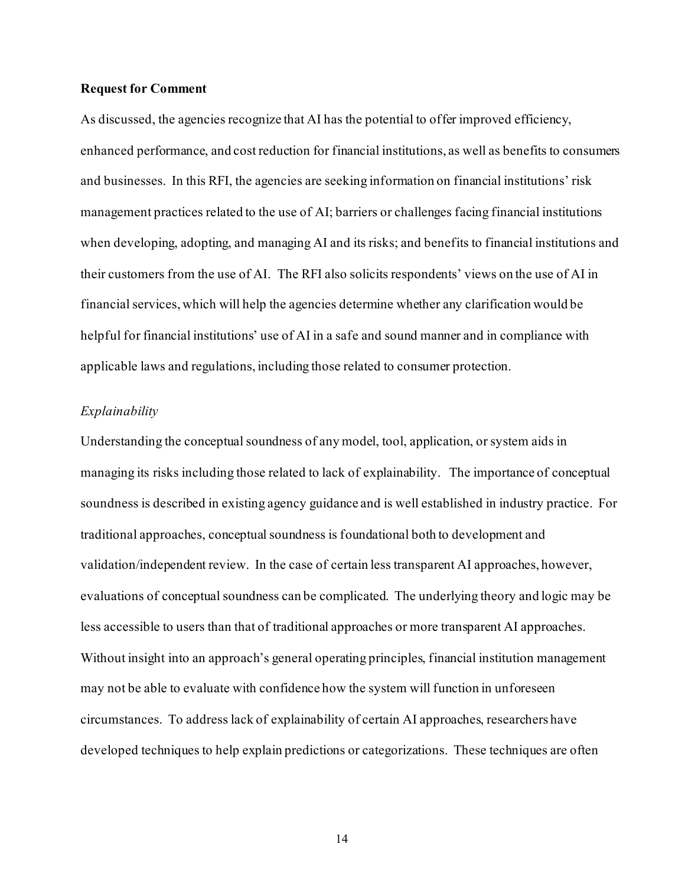**Request for Comment**

As discussed, the agencies recognize that AI has the potential to offer improved efficiency, enhanced performance, and cost reduction for financial institutions, as well as benefits to consumers and businesses. In this RFI, the agencies are seeking information on financial institutions' risk management practices related to the use of AI; barriers or challenges facing financial institutions when developing, adopting, and managing AI and its risks; and benefits to financial institutions and their customers from the use of AI. The RFI also solicits respondents' views on the use of AI in financial services, which will help the agencies determine whether any clarification would be helpful for financial institutions' use of AI in a safe and sound manner and in compliance with applicable laws and regulations, including those related to consumer protection.

*Explainability*

Understanding the conceptual soundness of any model, tool, application, or system aids in managing its risks including those related to lack of explainability. The importance of conceptual soundness is described in existing agency guidance and is well established in industry practice. For traditional approaches, conceptual soundness is foundational both to development and validation/independent review. In the case of certain less transparent AI approaches, however, evaluations of conceptual soundness can be complicated. The underlying theory and logic may be less accessible to users than that of traditional approaches or more transparent AI approaches. Without insight into an approach's general operating principles, financial institution management may not be able to evaluate with confidence how the system will function in unforeseen circumstances. To address lack of explainability of certain AI approaches, researchers have developed techniques to help explain predictions or categorizations. These techniques are often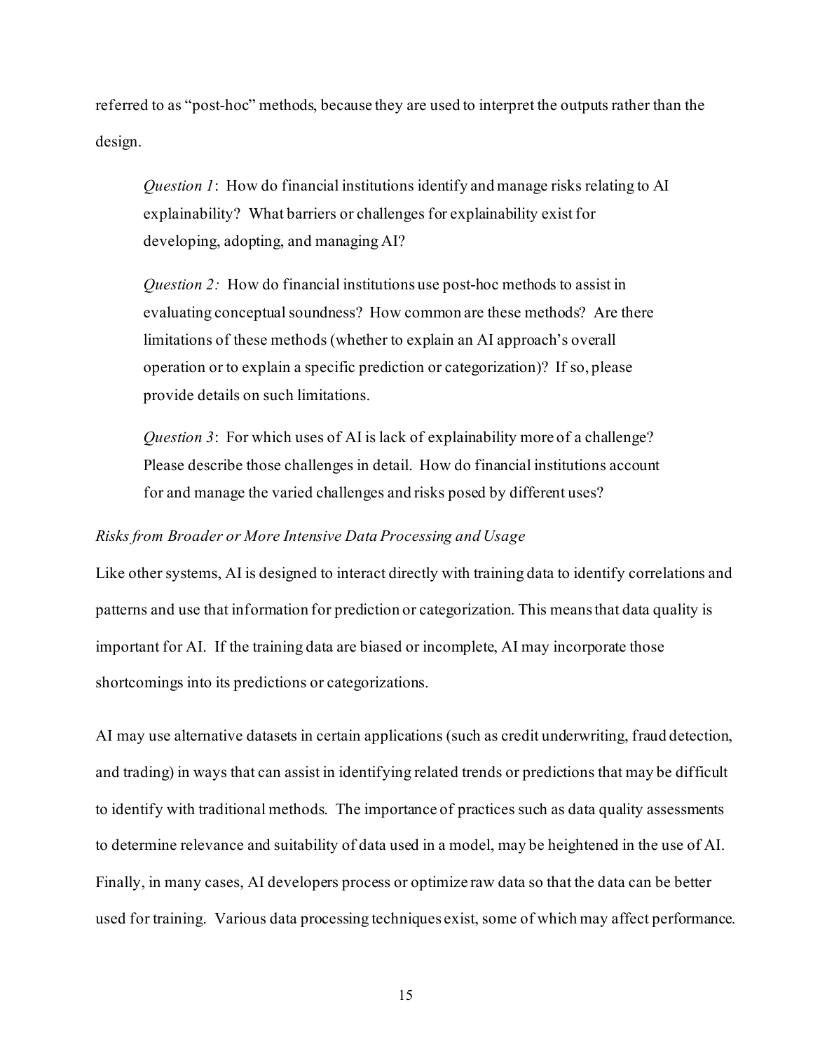referred to as "post-hoc" methods, because they are used to interpret the outputs rather than the design.

> *Question 1*: How do financial institutions identify and manage risks relating to AI explainability? What barriers or challenges for explainability exist for developing, adopting, and managing AI?
>
> *Question 2:* How do financial institutions use post-hoc methods to assist in evaluating conceptual soundness? How common are these methods? Are there limitations of these methods (whether to explain an AI approach's overall operation or to explain a specific prediction or categorization)? If so, please provide details on such limitations.
>
> *Question 3*: For which uses of AI is lack of explainability more of a challenge? Please describe those challenges in detail. How do financial institutions account for and manage the varied challenges and risks posed by different uses?

*Risks from Broader or More Intensive Data Processing and Usage*

Like other systems, AI is designed to interact directly with training data to identify correlations and patterns and use that information for prediction or categorization. This means that data quality is important for AI. If the training data are biased or incomplete, AI may incorporate those shortcomings into its predictions or categorizations.

AI may use alternative datasets in certain applications (such as credit underwriting, fraud detection, and trading) in ways that can assist in identifying related trends or predictions that may be difficult to identify with traditional methods. The importance of practices such as data quality assessments to determine relevance and suitability of data used in a model, may be heightened in the use of AI. Finally, in many cases, AI developers process or optimize raw data so that the data can be better used for training. Various data processing techniques exist, some of which may affect performance.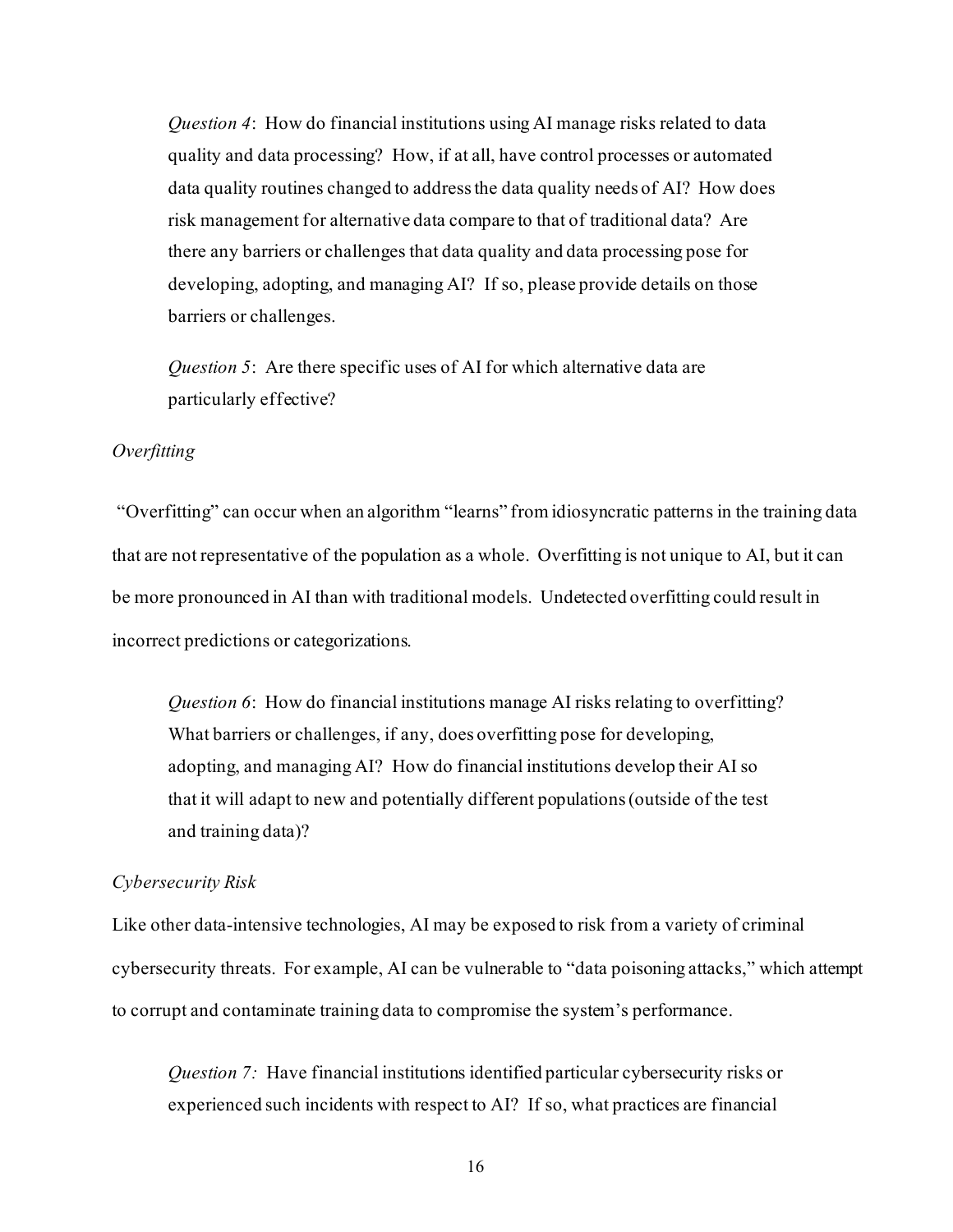*Question 4*: How do financial institutions using AI manage risks related to data quality and data processing? How, if at all, have control processes or automated data quality routines changed to address the data quality needs of AI? How does risk management for alternative data compare to that of traditional data? Are there any barriers or challenges that data quality and data processing pose for developing, adopting, and managing AI? If so, please provide details on those barriers or challenges.

*Question 5*: Are there specific uses of AI for which alternative data are particularly effective?

*Overfitting*

"Overfitting" can occur when an algorithm "learns" from idiosyncratic patterns in the training data that are not representative of the population as a whole. Overfitting is not unique to AI, but it can be more pronounced in AI than with traditional models. Undetected overfitting could result in incorrect predictions or categorizations.

*Question 6*: How do financial institutions manage AI risks relating to overfitting? What barriers or challenges, if any, does overfitting pose for developing, adopting, and managing AI? How do financial institutions develop their AI so that it will adapt to new and potentially different populations (outside of the test and training data)?

*Cybersecurity Risk*

Like other data-intensive technologies, AI may be exposed to risk from a variety of criminal cybersecurity threats. For example, AI can be vulnerable to "data poisoning attacks," which attempt to corrupt and contaminate training data to compromise the system's performance.

*Question 7:* Have financial institutions identified particular cybersecurity risks or experienced such incidents with respect to AI? If so, what practices are financial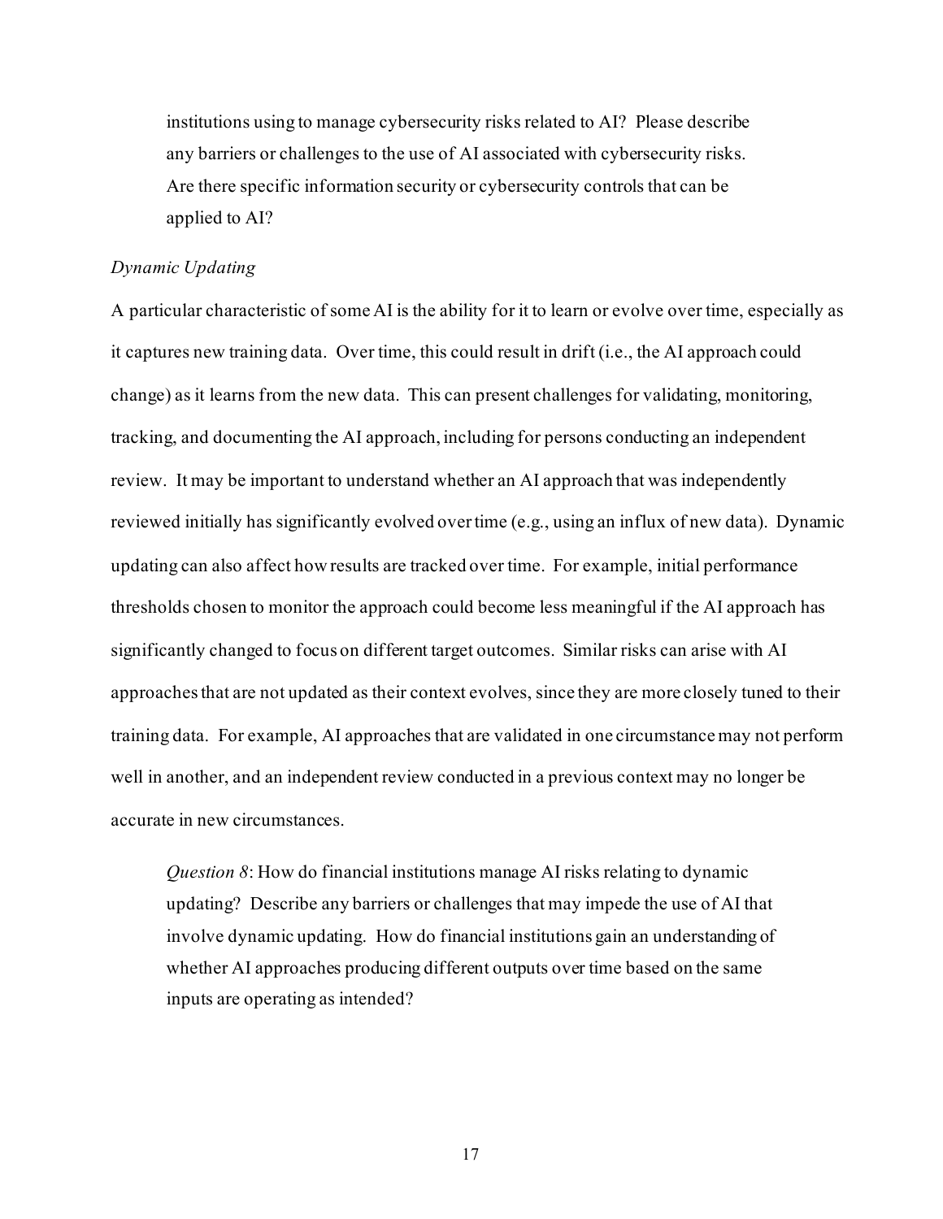institutions using to manage cybersecurity risks related to AI? Please describe any barriers or challenges to the use of AI associated with cybersecurity risks. Are there specific information security or cybersecurity controls that can be applied to AI?

*Dynamic Updating*

A particular characteristic of some AI is the ability for it to learn or evolve over time, especially as it captures new training data. Over time, this could result in drift (i.e., the AI approach could change) as it learns from the new data. This can present challenges for validating, monitoring, tracking, and documenting the AI approach, including for persons conducting an independent review. It may be important to understand whether an AI approach that was independently reviewed initially has significantly evolved over time (e.g., using an influx of new data). Dynamic updating can also affect how results are tracked over time. For example, initial performance thresholds chosen to monitor the approach could become less meaningful if the AI approach has significantly changed to focus on different target outcomes. Similar risks can arise with AI approaches that are not updated as their context evolves, since they are more closely tuned to their training data. For example, AI approaches that are validated in one circumstance may not perform well in another, and an independent review conducted in a previous context may no longer be accurate in new circumstances.

> *Question 8*: How do financial institutions manage AI risks relating to dynamic updating? Describe any barriers or challenges that may impede the use of AI that involve dynamic updating. How do financial institutions gain an understanding of whether AI approaches producing different outputs over time based on the same inputs are operating as intended?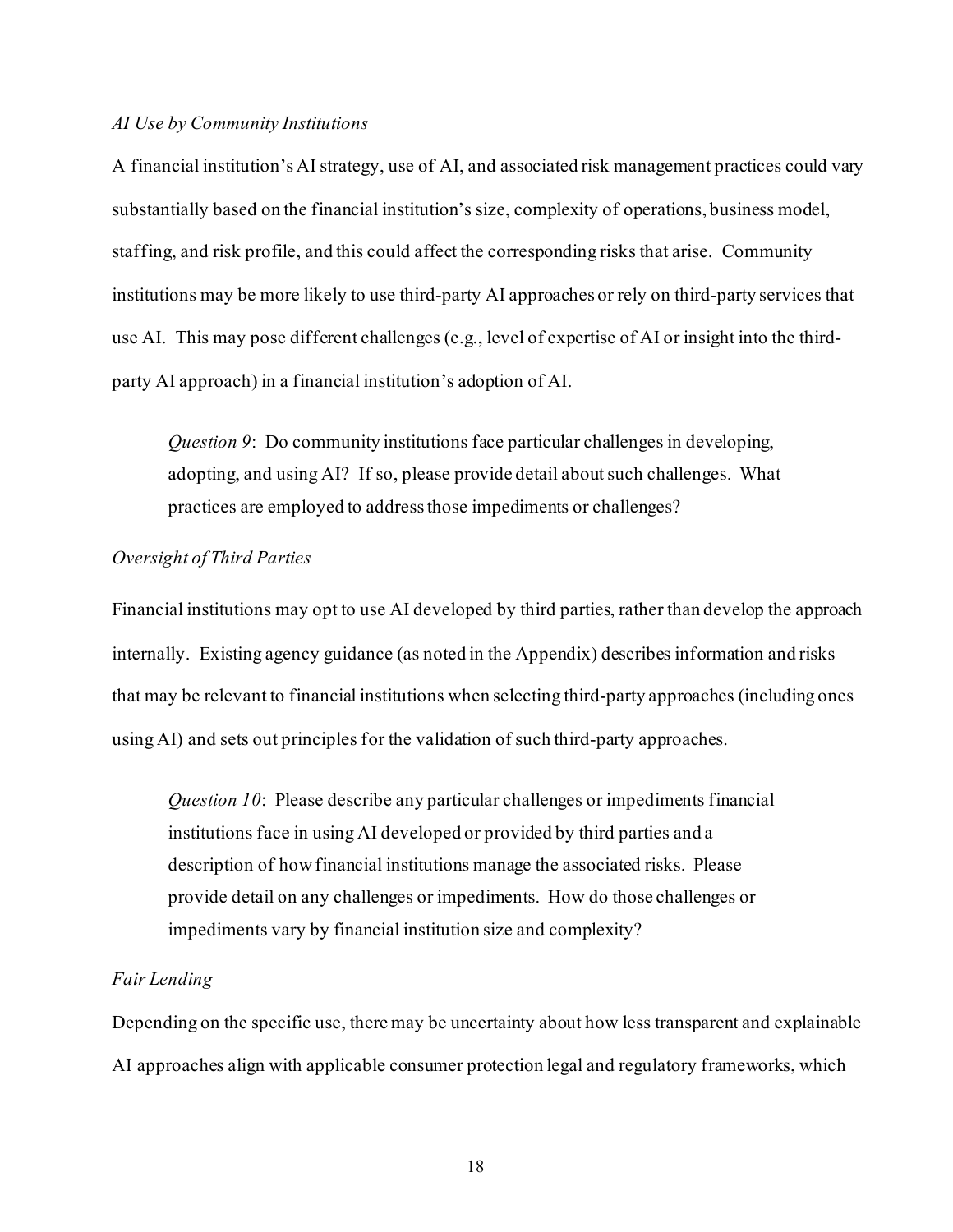*AI Use by Community Institutions*

A financial institution's AI strategy, use of AI, and associated risk management practices could vary substantially based on the financial institution's size, complexity of operations, business model, staffing, and risk profile, and this could affect the corresponding risks that arise. Community institutions may be more likely to use third-party AI approaches or rely on third-party services that use AI. This may pose different challenges (e.g., level of expertise of AI or insight into the third-party AI approach) in a financial institution's adoption of AI.

> *Question 9*: Do community institutions face particular challenges in developing, adopting, and using AI? If so, please provide detail about such challenges. What practices are employed to address those impediments or challenges?

*Oversight of Third Parties*

Financial institutions may opt to use AI developed by third parties, rather than develop the approach internally. Existing agency guidance (as noted in the Appendix) describes information and risks that may be relevant to financial institutions when selecting third-party approaches (including ones using AI) and sets out principles for the validation of such third-party approaches.

> *Question 10*: Please describe any particular challenges or impediments financial institutions face in using AI developed or provided by third parties and a description of how financial institutions manage the associated risks. Please provide detail on any challenges or impediments. How do those challenges or impediments vary by financial institution size and complexity?

*Fair Lending*

Depending on the specific use, there may be uncertainty about how less transparent and explainable AI approaches align with applicable consumer protection legal and regulatory frameworks, which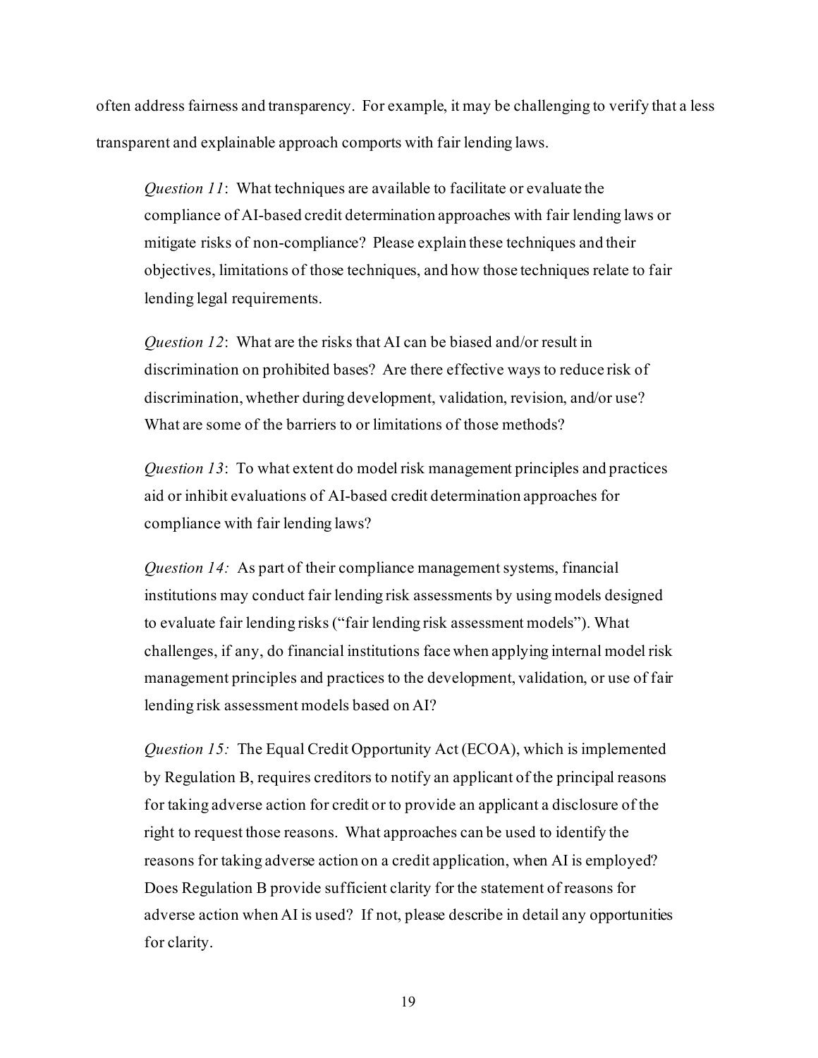often address fairness and transparency. For example, it may be challenging to verify that a less transparent and explainable approach comports with fair lending laws.

> *Question 11*: What techniques are available to facilitate or evaluate the compliance of AI-based credit determination approaches with fair lending laws or mitigate risks of non-compliance? Please explain these techniques and their objectives, limitations of those techniques, and how those techniques relate to fair lending legal requirements.

> *Question 12*: What are the risks that AI can be biased and/or result in discrimination on prohibited bases? Are there effective ways to reduce risk of discrimination, whether during development, validation, revision, and/or use? What are some of the barriers to or limitations of those methods?

> *Question 13*: To what extent do model risk management principles and practices aid or inhibit evaluations of AI-based credit determination approaches for compliance with fair lending laws?

> *Question 14:* As part of their compliance management systems, financial institutions may conduct fair lending risk assessments by using models designed to evaluate fair lending risks ("fair lending risk assessment models"). What challenges, if any, do financial institutions face when applying internal model risk management principles and practices to the development, validation, or use of fair lending risk assessment models based on AI?

> *Question 15:* The Equal Credit Opportunity Act (ECOA), which is implemented by Regulation B, requires creditors to notify an applicant of the principal reasons for taking adverse action for credit or to provide an applicant a disclosure of the right to request those reasons. What approaches can be used to identify the reasons for taking adverse action on a credit application, when AI is employed? Does Regulation B provide sufficient clarity for the statement of reasons for adverse action when AI is used? If not, please describe in detail any opportunities for clarity.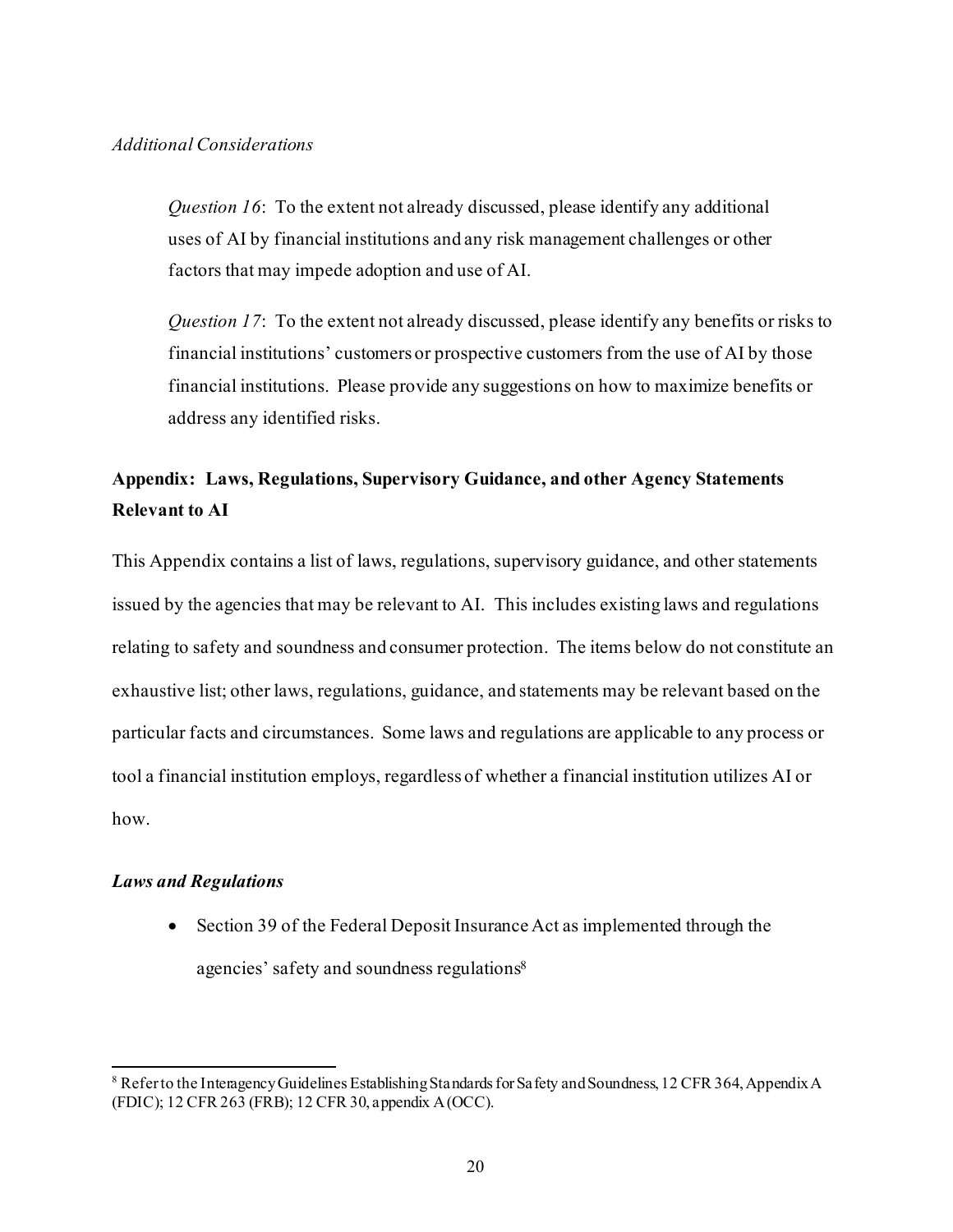*Additional Considerations*

> *Question 16*: To the extent not already discussed, please identify any additional uses of AI by financial institutions and any risk management challenges or other factors that may impede adoption and use of AI.
>
> *Question 17*: To the extent not already discussed, please identify any benefits or risks to financial institutions' customers or prospective customers from the use of AI by those financial institutions. Please provide any suggestions on how to maximize benefits or address any identified risks.

## Appendix: Laws, Regulations, Supervisory Guidance, and other Agency Statements Relevant to AI

This Appendix contains a list of laws, regulations, supervisory guidance, and other statements issued by the agencies that may be relevant to AI. This includes existing laws and regulations relating to safety and soundness and consumer protection. The items below do not constitute an exhaustive list; other laws, regulations, guidance, and statements may be relevant based on the particular facts and circumstances. Some laws and regulations are applicable to any process or tool a financial institution employs, regardless of whether a financial institution utilizes AI or how.

### *Laws and Regulations*

- Section 39 of the Federal Deposit Insurance Act as implemented through the agencies' safety and soundness regulations[8]

[8] Refer to the Interagency Guidelines Establishing Standards for Safety and Soundness, 12 CFR 364, Appendix A (FDIC); 12 CFR 263 (FRB); 12 CFR 30, appendix A (OCC).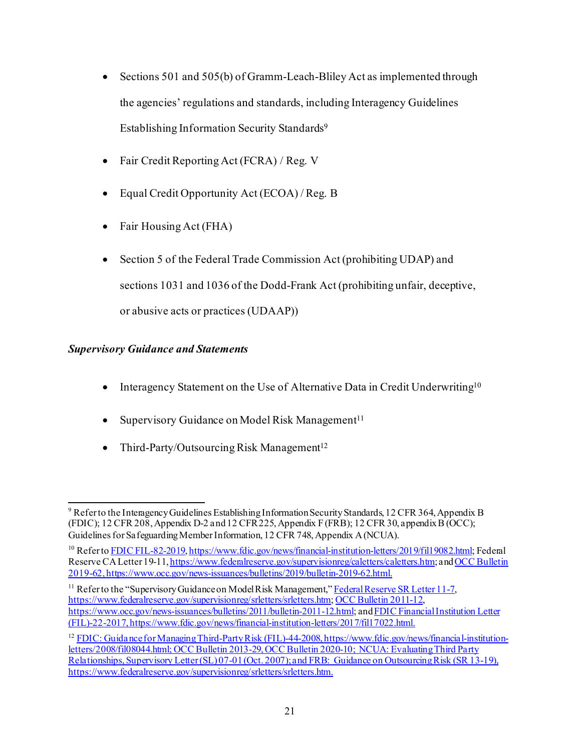- Sections 501 and 505(b) of Gramm-Leach-Bliley Act as implemented through the agencies' regulations and standards, including Interagency Guidelines Establishing Information Security Standards[9]

- Fair Credit Reporting Act (FCRA) / Reg. V

- Equal Credit Opportunity Act (ECOA) / Reg. B

- Fair Housing Act (FHA)

- Section 5 of the Federal Trade Commission Act (prohibiting UDAP) and sections 1031 and 1036 of the Dodd-Frank Act (prohibiting unfair, deceptive, or abusive acts or practices (UDAAP))

***Supervisory Guidance and Statements***

- Interagency Statement on the Use of Alternative Data in Credit Underwriting[10]

- Supervisory Guidance on Model Risk Management[11]

- Third-Party/Outsourcing Risk Management[12]

---

[9] Refer to the Interagency Guidelines Establishing Information Security Standards, 12 CFR 364, Appendix B (FDIC); 12 CFR 208, Appendix D-2 and 12 CFR 225, Appendix F (FRB); 12 CFR 30, appendix B (OCC); Guidelines for Safeguarding Member Information, 12 CFR 748, Appendix A (NCUA).

[10] Refer to FDIC FIL-82-2019, https://www.fdic.gov/news/financial-institution-letters/2019/fil19082.html; Federal Reserve CA Letter 19-11, https://www.federalreserve.gov/supervisionreg/caletters/caletters.htm; and OCC Bulletin 2019-62, https://www.occ.gov/news-issuances/bulletins/2019/bulletin-2019-62.html.

[11] Refer to the "Supervisory Guidance on Model Risk Management," Federal Reserve SR Letter 11-7, https://www.federalreserve.gov/supervisionreg/srletters/srletters.htm; OCC Bulletin 2011-12, https://www.occ.gov/news-issuances/bulletins/2011/bulletin-2011-12.html; and FDIC Financial Institution Letter (FIL)-22-2017, https://www.fdic.gov/news/financial-institution-letters/2017/fil17022.html.

[12] FDIC: Guidance for Managing Third-Party Risk (FIL)-44-2008, https://www.fdic.gov/news/financial-institution-letters/2008/fil08044.html; OCC Bulletin 2013-29, OCC Bulletin 2020-10; NCUA: Evaluating Third Party Relationships, Supervisory Letter (SL) 07-01 (Oct. 2007); and FRB: Guidance on Outsourcing Risk (SR 13-19), https://www.federalreserve.gov/supervisionreg/srletters/srletters.htm.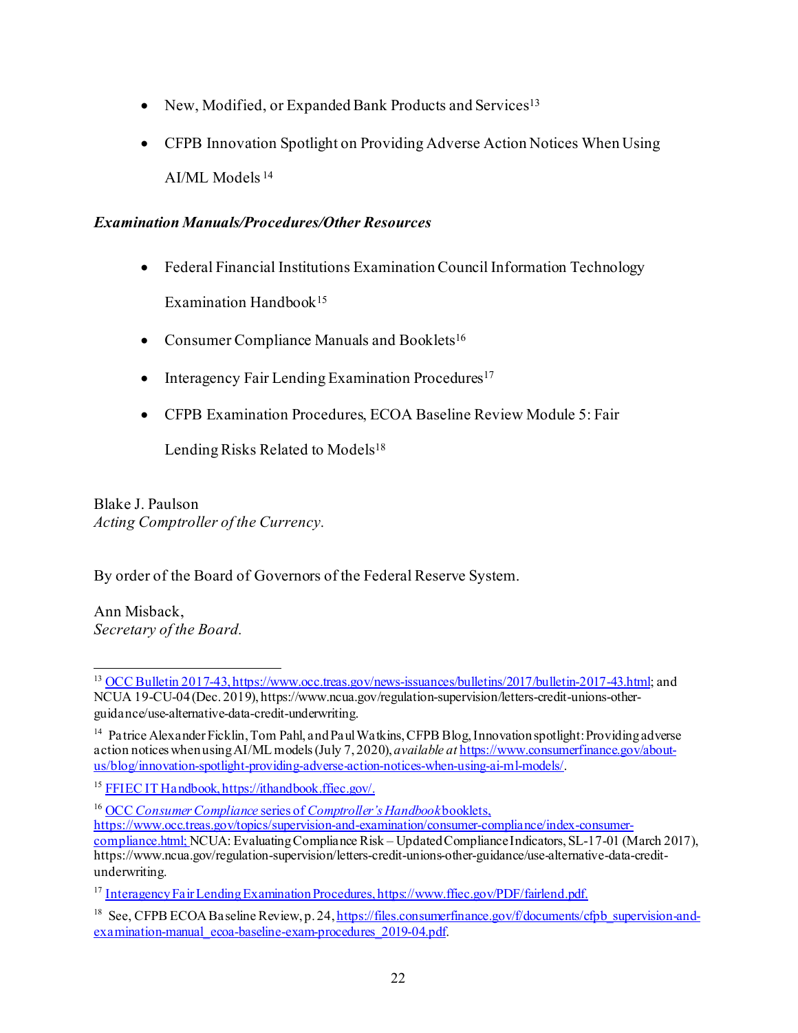- New, Modified, or Expanded Bank Products and Services[13]
- CFPB Innovation Spotlight on Providing Adverse Action Notices When Using AI/ML Models [14]

***Examination Manuals/Procedures/Other Resources***

- Federal Financial Institutions Examination Council Information Technology Examination Handbook[15]
- Consumer Compliance Manuals and Booklets[16]
- Interagency Fair Lending Examination Procedures[17]
- CFPB Examination Procedures, ECOA Baseline Review Module 5: Fair Lending Risks Related to Models[18]

Blake J. Paulson
*Acting Comptroller of the Currency.*

By order of the Board of Governors of the Federal Reserve System.

Ann Misback,
*Secretary of the Board.*

---

[13] OCC Bulletin 2017-43, https://www.occ.treas.gov/news-issuances/bulletins/2017/bulletin-2017-43.html; and NCUA 19-CU-04 (Dec. 2019), https://www.ncua.gov/regulation-supervision/letters-credit-unions-other-guidance/use-alternative-data-credit-underwriting.

[14] Patrice Alexander Ficklin, Tom Pahl, and Paul Watkins, CFPB Blog, Innovation spotlight: Providing adverse action notices when using AI/ML models (July 7, 2020), *available at* https://www.consumerfinance.gov/about-us/blog/innovation-spotlight-providing-adverse-action-notices-when-using-ai-ml-models/.

[15] FFIEC IT Handbook, https://ithandbook.ffiec.gov/.

[16] OCC *Consumer Compliance* series of *Comptroller's Handbook* booklets, https://www.occ.treas.gov/topics/supervision-and-examination/consumer-compliance/index-consumer-compliance.html; NCUA: Evaluating Compliance Risk – Updated Compliance Indicators, SL-17-01 (March 2017), https://www.ncua.gov/regulation-supervision/letters-credit-unions-other-guidance/use-alternative-data-credit-underwriting.

[17] Interagency Fair Lending Examination Procedures, https://www.ffiec.gov/PDF/fairlend.pdf.

[18] See, CFPB ECOA Baseline Review, p. 24, https://files.consumerfinance.gov/f/documents/cfpb_supervision-and-examination-manual_ecoa-baseline-exam-procedures_2019-04.pdf.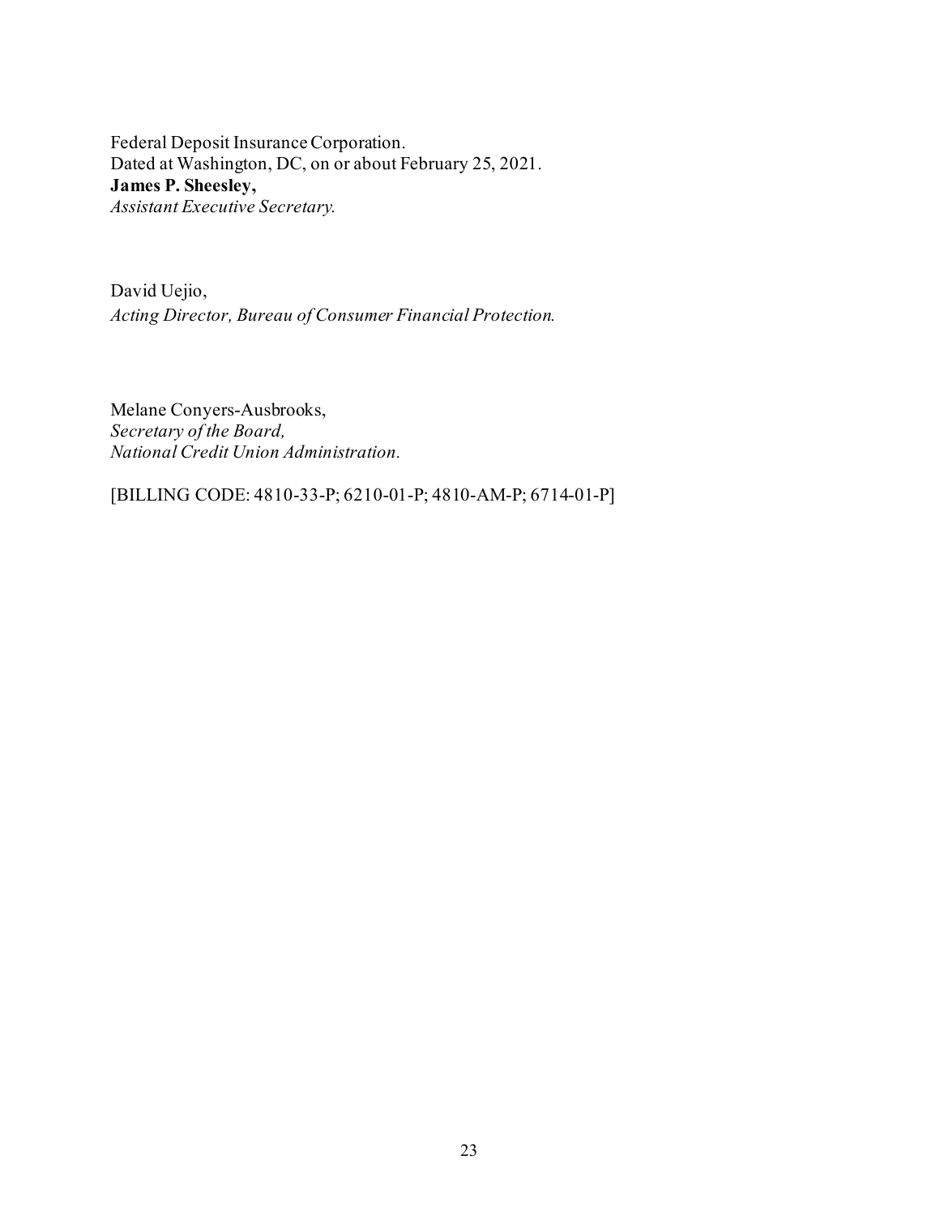Federal Deposit Insurance Corporation.
Dated at Washington, DC, on or about February 25, 2021.
**James P. Sheesley,**
*Assistant Executive Secretary.*

David Uejio,
*Acting Director, Bureau of Consumer Financial Protection.*

Melane Conyers-Ausbrooks,
*Secretary of the Board,*
*National Credit Union Administration.*

[BILLING CODE: 4810-33-P; 6210-01-P; 4810-AM-P; 6714-01-P]